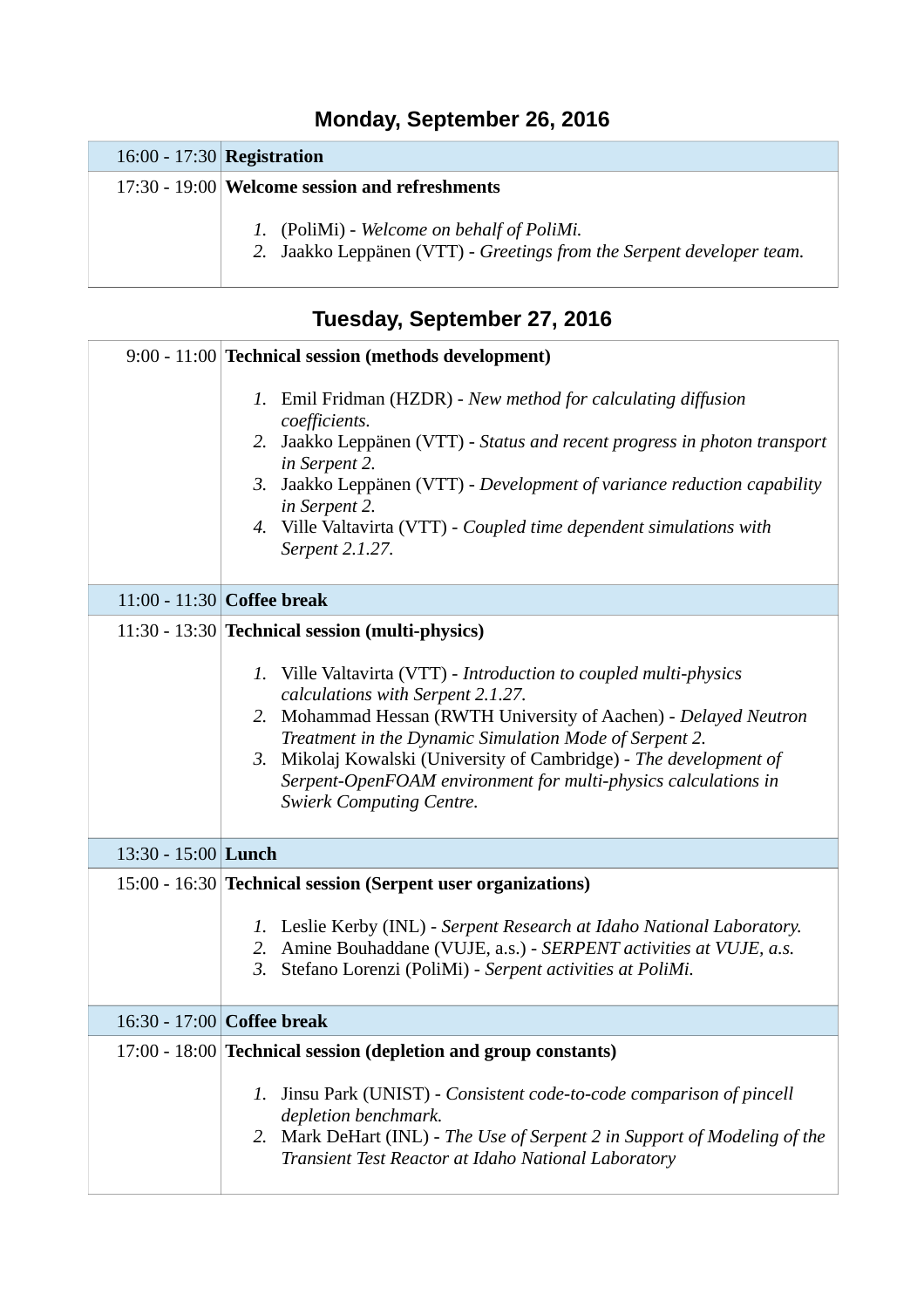## Monday, September 26, 2016

| | |
|---|---|
| 16:00 - 17:30 | **Registration** |
| 17:30 - 19:00 | **Welcome session and refreshments**<br><br>1. (PoliMi) - *Welcome on behalf of PoliMi.*<br>2. Jaakko Leppänen (VTT) - *Greetings from the Serpent developer team.* |

## Tuesday, September 27, 2016

| | |
|---|---|
| 9:00 - 11:00 | **Technical session (methods development)**<br><br>1. Emil Fridman (HZDR) - *New method for calculating diffusion coefficients.*<br>2. Jaakko Leppänen (VTT) - *Status and recent progress in photon transport in Serpent 2.*<br>3. Jaakko Leppänen (VTT) - *Development of variance reduction capability in Serpent 2.*<br>4. Ville Valtavirta (VTT) - *Coupled time dependent simulations with Serpent 2.1.27.* |
| 11:00 - 11:30 | **Coffee break** |
| 11:30 - 13:30 | **Technical session (multi-physics)**<br><br>1. Ville Valtavirta (VTT) - *Introduction to coupled multi-physics calculations with Serpent 2.1.27.*<br>2. Mohammad Hessan (RWTH University of Aachen) - *Delayed Neutron Treatment in the Dynamic Simulation Mode of Serpent 2.*<br>3. Mikolaj Kowalski (University of Cambridge) - *The development of Serpent-OpenFOAM environment for multi-physics calculations in Swierk Computing Centre.* |
| 13:30 - 15:00 | **Lunch** |
| 15:00 - 16:30 | **Technical session (Serpent user organizations)**<br><br>1. Leslie Kerby (INL) - *Serpent Research at Idaho National Laboratory.*<br>2. Amine Bouhaddane (VUJE, a.s.) - *SERPENT activities at VUJE, a.s.*<br>3. Stefano Lorenzi (PoliMi) - *Serpent activities at PoliMi.* |
| 16:30 - 17:00 | **Coffee break** |
| 17:00 - 18:00 | **Technical session (depletion and group constants)**<br><br>1. Jinsu Park (UNIST) - *Consistent code-to-code comparison of pincell depletion benchmark.*<br>2. Mark DeHart (INL) - *The Use of Serpent 2 in Support of Modeling of the Transient Test Reactor at Idaho National Laboratory* |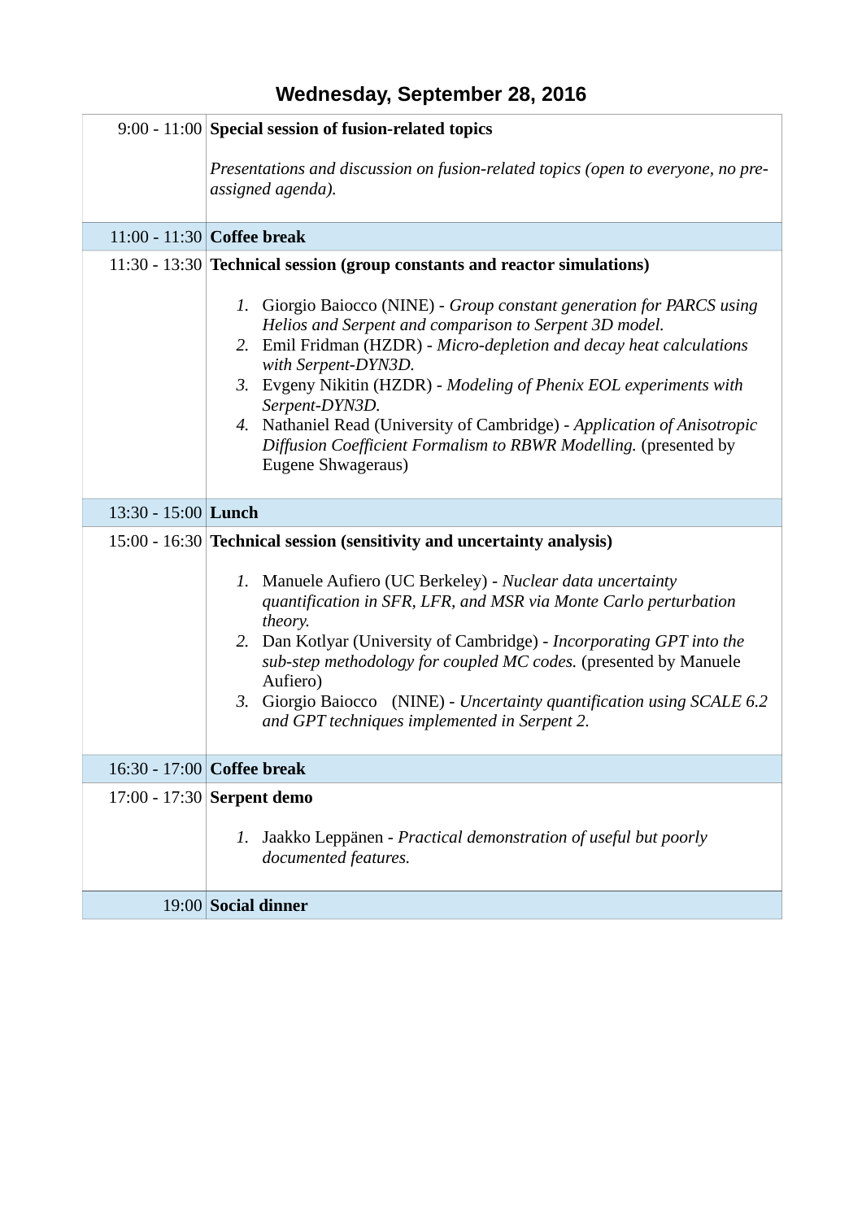## Wednesday, September 28, 2016

| | |
|---|---|
| 9:00 - 11:00 | **Special session of fusion-related topics**<br><br>*Presentations and discussion on fusion-related topics (open to everyone, no pre-assigned agenda).* |
| 11:00 - 11:30 | **Coffee break** |
| 11:30 - 13:30 | **Technical session (group constants and reactor simulations)**<br><br>1. Giorgio Baiocco (NINE) - *Group constant generation for PARCS using Helios and Serpent and comparison to Serpent 3D model.*<br>2. Emil Fridman (HZDR) - *Micro-depletion and decay heat calculations with Serpent-DYN3D.*<br>3. Evgeny Nikitin (HZDR) - *Modeling of Phenix EOL experiments with Serpent-DYN3D.*<br>4. Nathaniel Read (University of Cambridge) - *Application of Anisotropic Diffusion Coefficient Formalism to RBWR Modelling.* (presented by Eugene Shwageraus) |
| 13:30 - 15:00 | **Lunch** |
| 15:00 - 16:30 | **Technical session (sensitivity and uncertainty analysis)**<br><br>1. Manuele Aufiero (UC Berkeley) - *Nuclear data uncertainty quantification in SFR, LFR, and MSR via Monte Carlo perturbation theory.*<br>2. Dan Kotlyar (University of Cambridge) - *Incorporating GPT into the sub-step methodology for coupled MC codes.* (presented by Manuele Aufiero)<br>3. Giorgio Baiocco (NINE) - *Uncertainty quantification using SCALE 6.2 and GPT techniques implemented in Serpent 2.* |
| 16:30 - 17:00 | **Coffee break** |
| 17:00 - 17:30 | **Serpent demo**<br><br>1. Jaakko Leppänen - *Practical demonstration of useful but poorly documented features.* |
| 19:00 | **Social dinner** |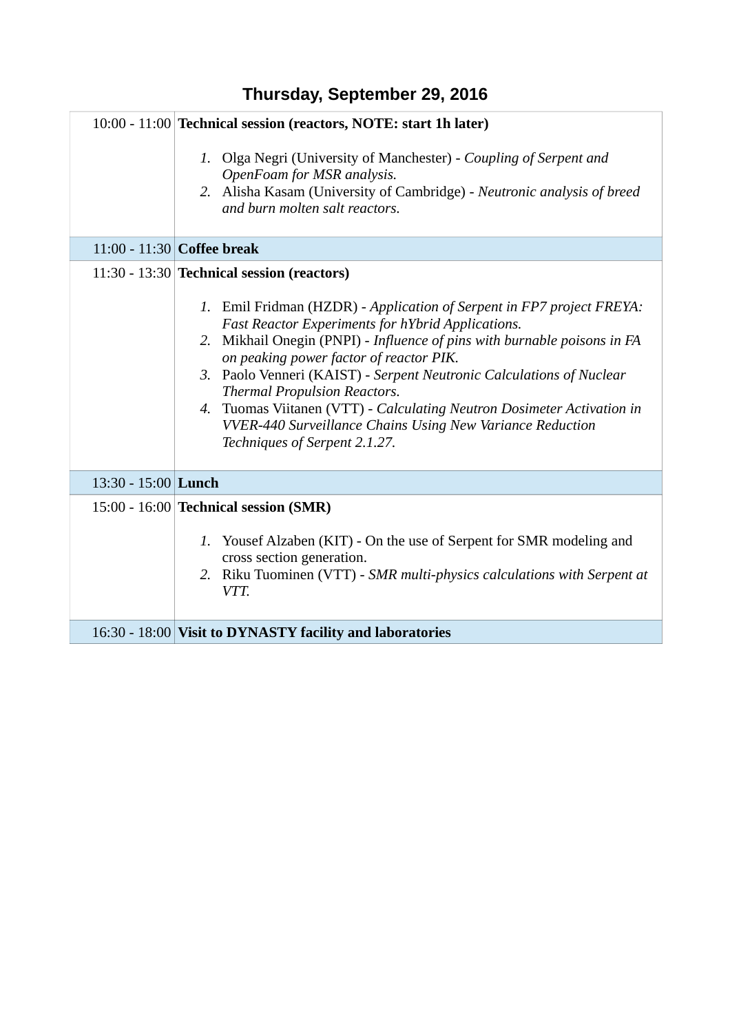## Thursday, September 29, 2016

| | |
|---|---|
| 10:00 - 11:00 | **Technical session (reactors, NOTE: start 1h later)**<br><br>1. Olga Negri (University of Manchester) - *Coupling of Serpent and OpenFoam for MSR analysis.*<br>2. Alisha Kasam (University of Cambridge) - *Neutronic analysis of breed and burn molten salt reactors.* |
| 11:00 - 11:30 | **Coffee break** |
| 11:30 - 13:30 | **Technical session (reactors)**<br><br>1. Emil Fridman (HZDR) - *Application of Serpent in FP7 project FREYA: Fast Reactor Experiments for hYbrid Applications.*<br>2. Mikhail Onegin (PNPI) - *Influence of pins with burnable poisons in FA on peaking power factor of reactor PIK.*<br>3. Paolo Venneri (KAIST) - *Serpent Neutronic Calculations of Nuclear Thermal Propulsion Reactors.*<br>4. Tuomas Viitanen (VTT) - *Calculating Neutron Dosimeter Activation in VVER-440 Surveillance Chains Using New Variance Reduction Techniques of Serpent 2.1.27.* |
| 13:30 - 15:00 | **Lunch** |
| 15:00 - 16:00 | **Technical session (SMR)**<br><br>1. Yousef Alzaben (KIT) - On the use of Serpent for SMR modeling and cross section generation.<br>2. Riku Tuominen (VTT) - *SMR multi-physics calculations with Serpent at VTT.* |
| 16:30 - 18:00 | **Visit to DYNASTY facility and laboratories** |